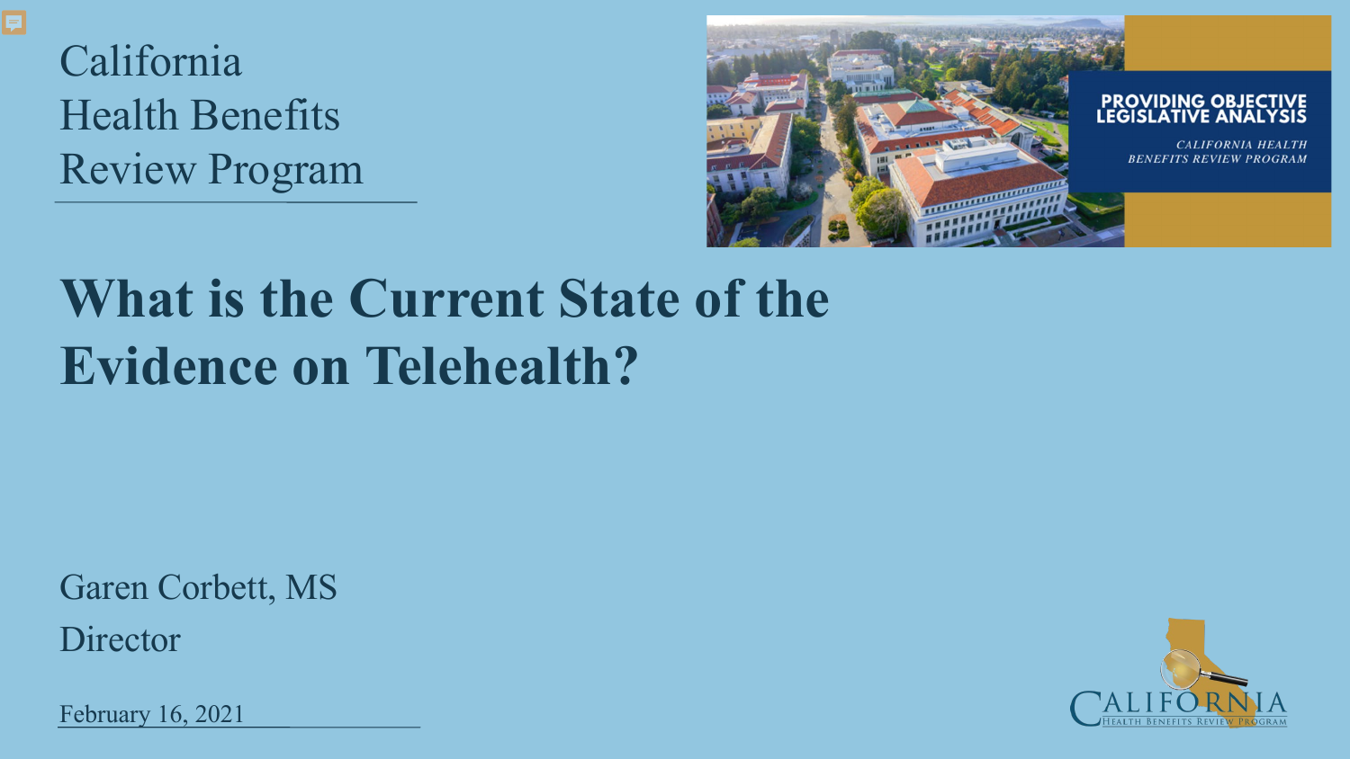California
Health Benefits
Review Program

# What is the Current State of the Evidence on Telehealth?

Garen Corbett, MS

Director

February 16, 2021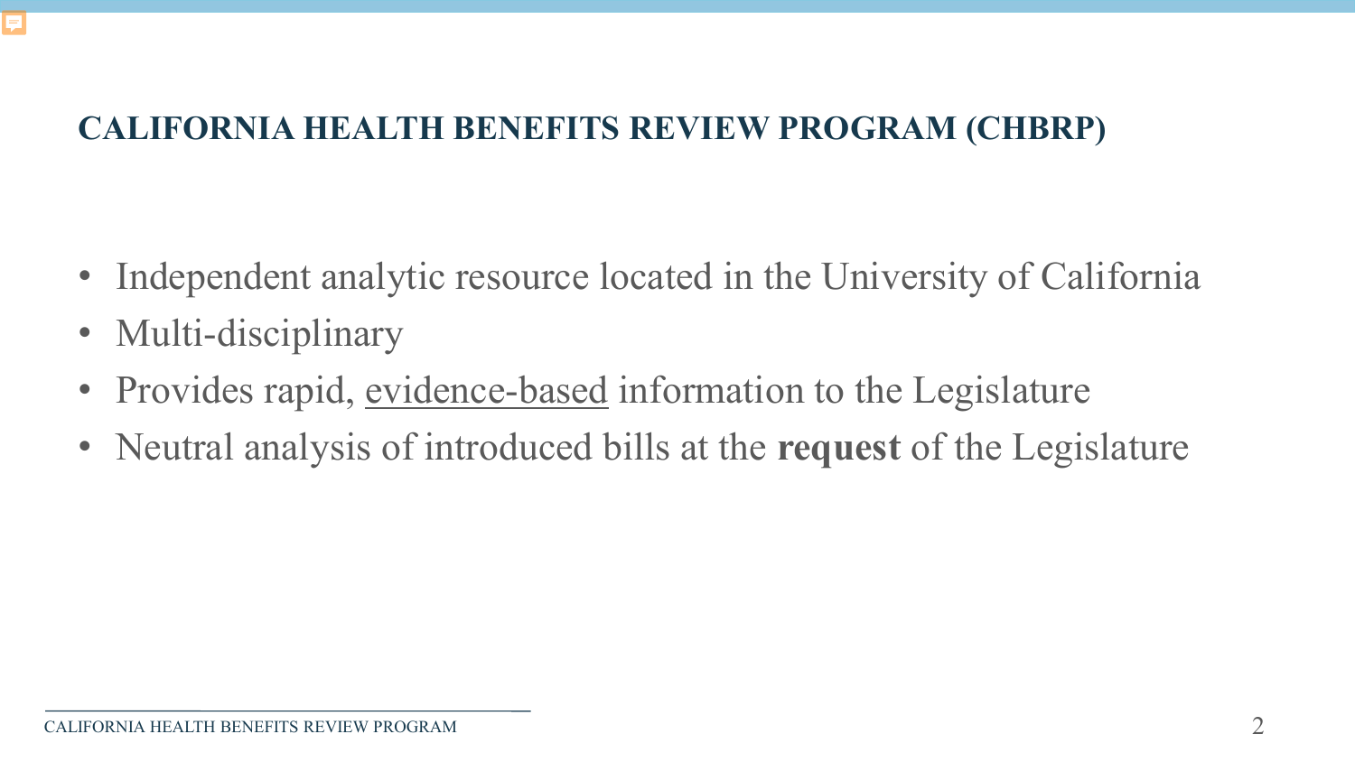## CALIFORNIA HEALTH BENEFITS REVIEW PROGRAM (CHBRP)

- Independent analytic resource located in the University of California
- Multi-disciplinary
- Provides rapid, <u>evidence-based</u> information to the Legislature
- Neutral analysis of introduced bills at the **request** of the Legislature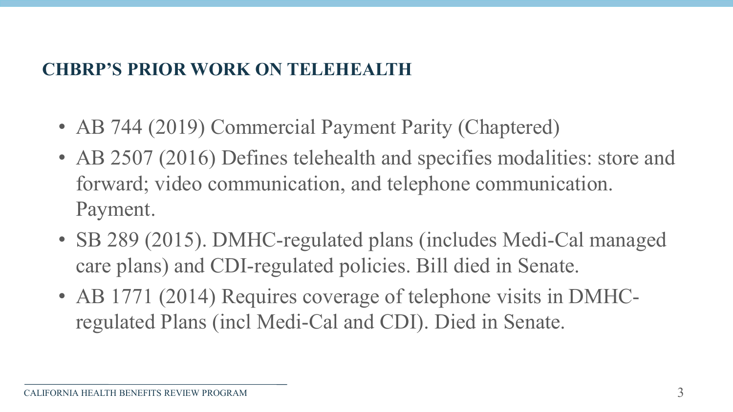## CHBRP'S PRIOR WORK ON TELEHEALTH

- AB 744 (2019) Commercial Payment Parity (Chaptered)
- AB 2507 (2016) Defines telehealth and specifies modalities: store and forward; video communication, and telephone communication. Payment.
- SB 289 (2015). DMHC-regulated plans (includes Medi-Cal managed care plans) and CDI-regulated policies. Bill died in Senate.
- AB 1771 (2014) Requires coverage of telephone visits in DMHC-regulated Plans (incl Medi-Cal and CDI). Died in Senate.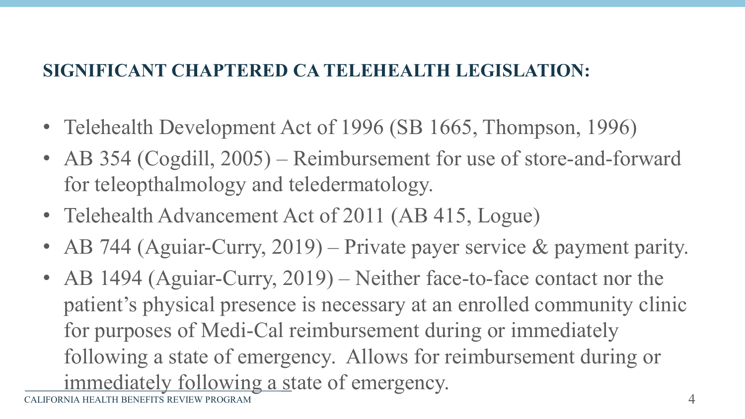## SIGNIFICANT CHAPTERED CA TELEHEALTH LEGISLATION:

- Telehealth Development Act of 1996 (SB 1665, Thompson, 1996)
- AB 354 (Cogdill, 2005) – Reimbursement for use of store-and-forward for teleopthalmology and teledermatology.
- Telehealth Advancement Act of 2011 (AB 415, Logue)
- AB 744 (Aguiar-Curry, 2019) – Private payer service & payment parity.
- AB 1494 (Aguiar-Curry, 2019) – Neither face-to-face contact nor the patient's physical presence is necessary at an enrolled community clinic for purposes of Medi-Cal reimbursement during or immediately following a state of emergency. Allows for reimbursement during or immediately following a state of emergency.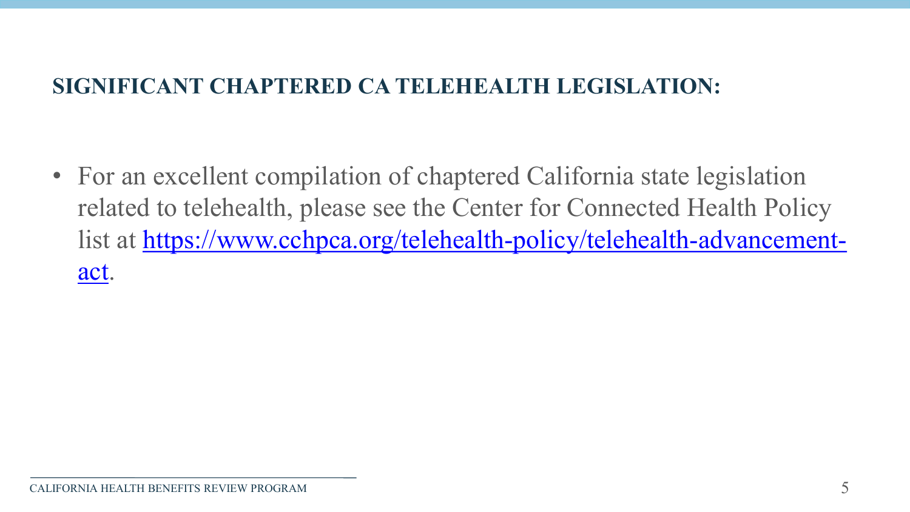## SIGNIFICANT CHAPTERED CA TELEHEALTH LEGISLATION:

- For an excellent compilation of chaptered California state legislation related to telehealth, please see the Center for Connected Health Policy list at [https://www.cchpca.org/telehealth-policy/telehealth-advancement-act](https://www.cchpca.org/telehealth-policy/telehealth-advancement-act).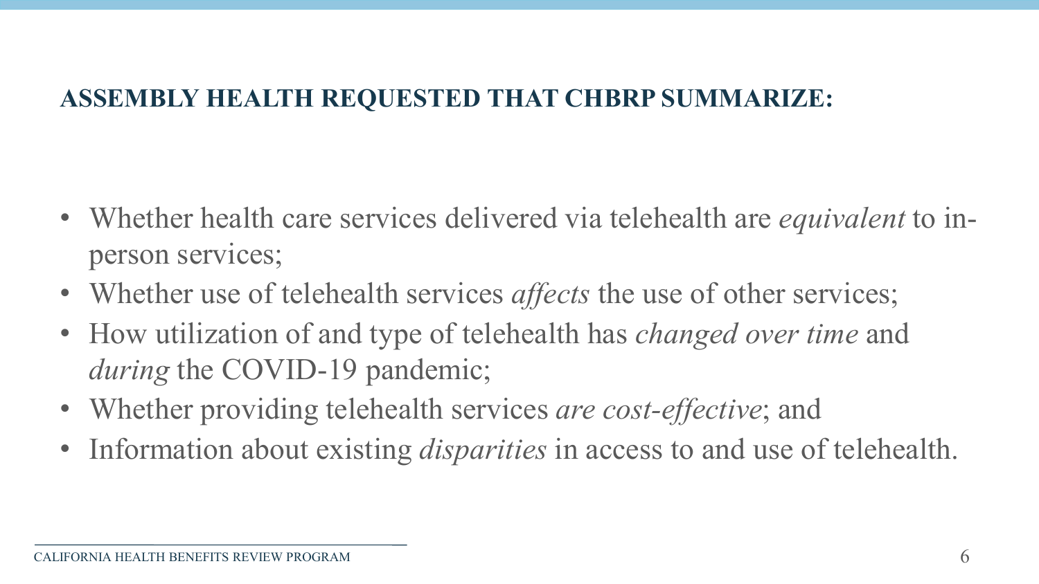## ASSEMBLY HEALTH REQUESTED THAT CHBRP SUMMARIZE:

- Whether health care services delivered via telehealth are *equivalent* to in-person services;
- Whether use of telehealth services *affects* the use of other services;
- How utilization of and type of telehealth has *changed over time* and *during* the COVID-19 pandemic;
- Whether providing telehealth services *are cost-effective*; and
- Information about existing *disparities* in access to and use of telehealth.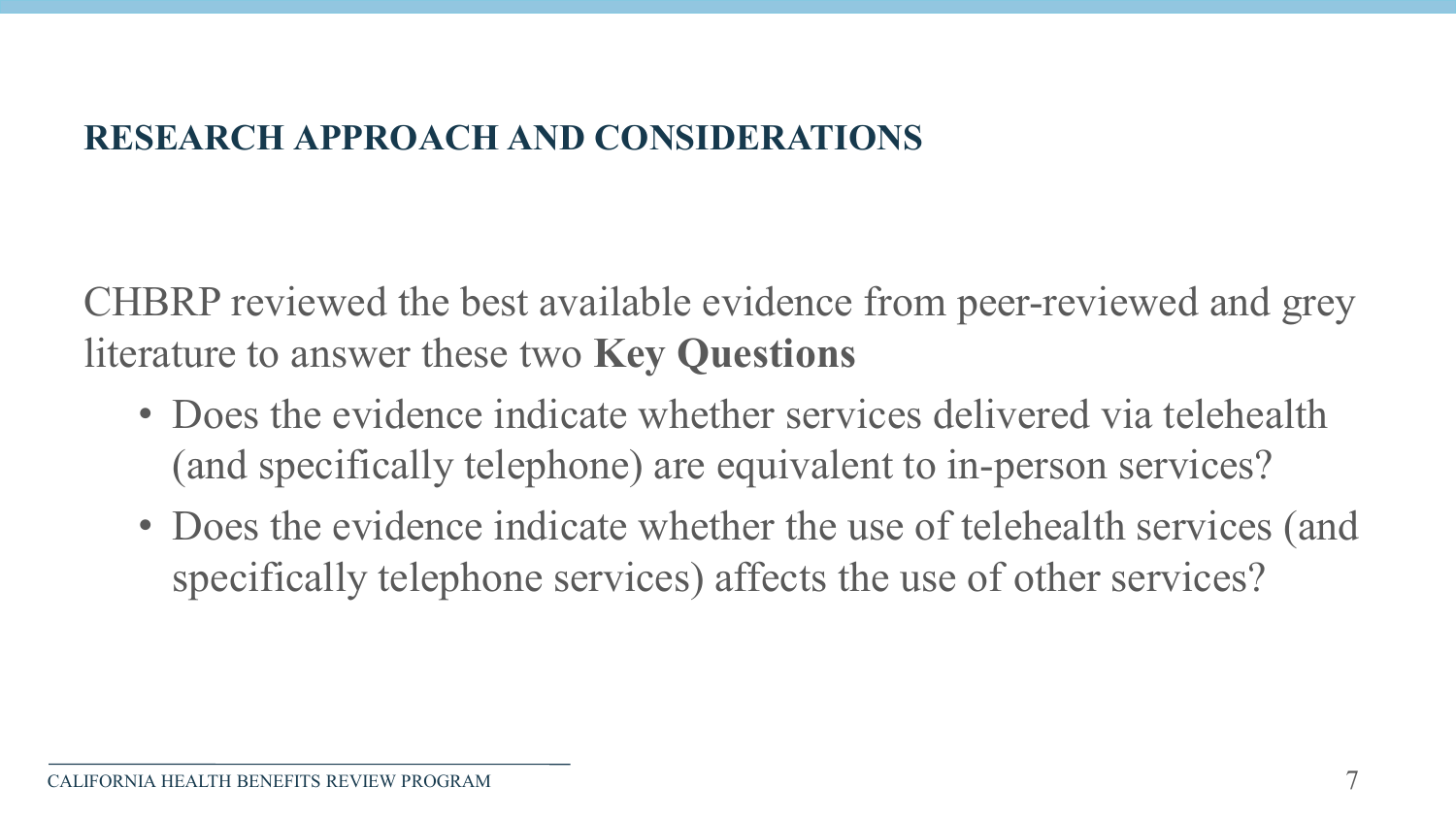## RESEARCH APPROACH AND CONSIDERATIONS

CHBRP reviewed the best available evidence from peer-reviewed and grey literature to answer these two **Key Questions**

- Does the evidence indicate whether services delivered via telehealth (and specifically telephone) are equivalent to in-person services?
- Does the evidence indicate whether the use of telehealth services (and specifically telephone services) affects the use of other services?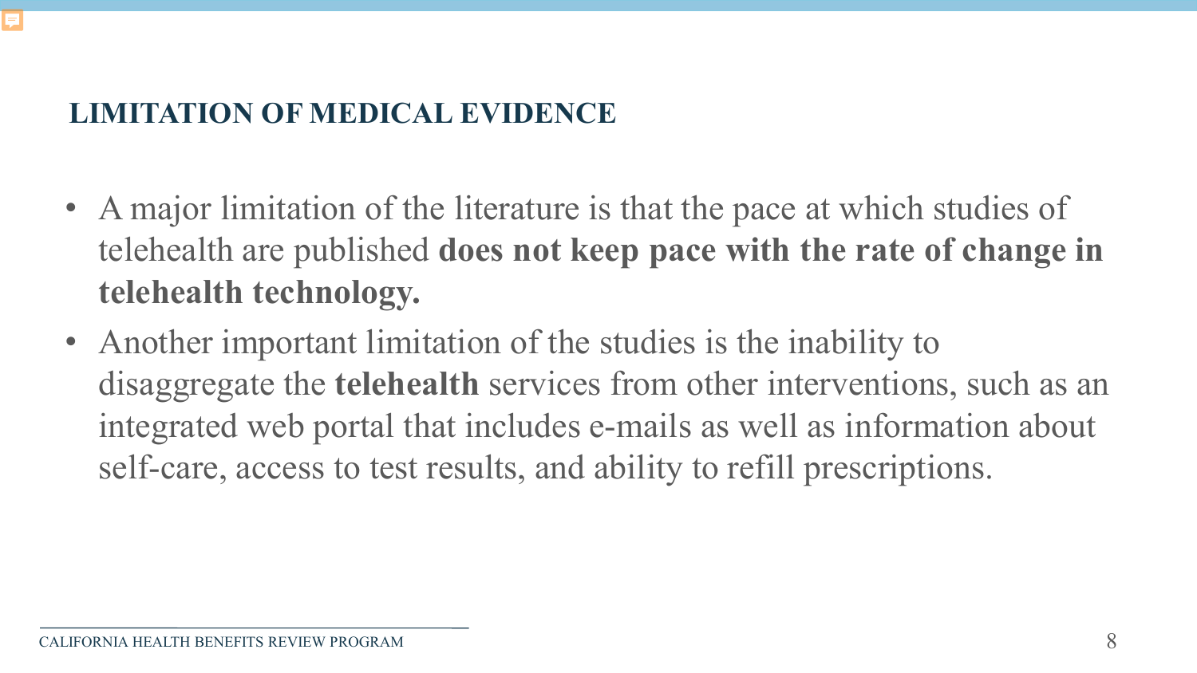## LIMITATION OF MEDICAL EVIDENCE

- A major limitation of the literature is that the pace at which studies of telehealth are published **does not keep pace with the rate of change in telehealth technology.**
- Another important limitation of the studies is the inability to disaggregate the **telehealth** services from other interventions, such as an integrated web portal that includes e-mails as well as information about self-care, access to test results, and ability to refill prescriptions.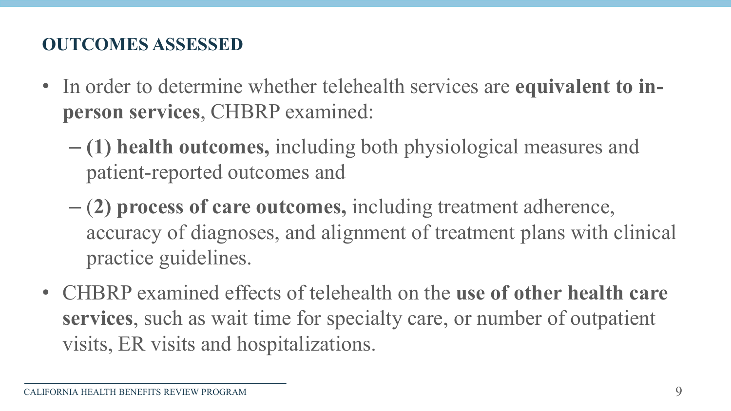## OUTCOMES ASSESSED

- In order to determine whether telehealth services are **equivalent to in-person services**, CHBRP examined:
  - **(1) health outcomes,** including both physiological measures and patient-reported outcomes and
  - (**2) process of care outcomes,** including treatment adherence, accuracy of diagnoses, and alignment of treatment plans with clinical practice guidelines.
- CHBRP examined effects of telehealth on the **use of other health care services**, such as wait time for specialty care, or number of outpatient visits, ER visits and hospitalizations.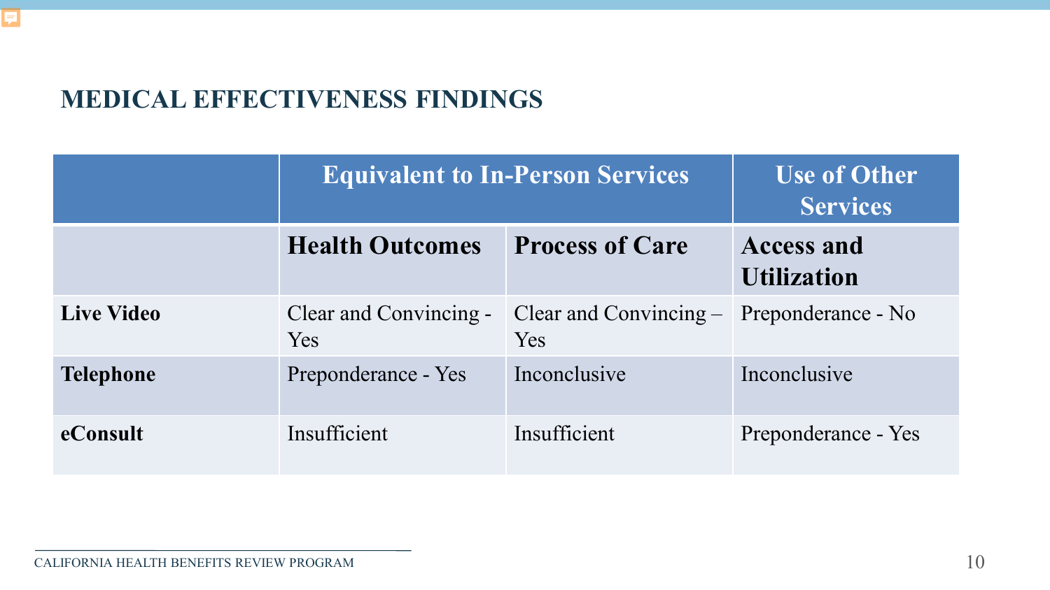## MEDICAL EFFECTIVENESS FINDINGS

| | Equivalent to In-Person Services | | Use of Other Services |
|---|---|---|---|
| | **Health Outcomes** | **Process of Care** | **Access and Utilization** |
| **Live Video** | Clear and Convincing - Yes | Clear and Convincing – Yes | Preponderance - No |
| **Telephone** | Preponderance - Yes | Inconclusive | Inconclusive |
| **eConsult** | Insufficient | Insufficient | Preponderance - Yes |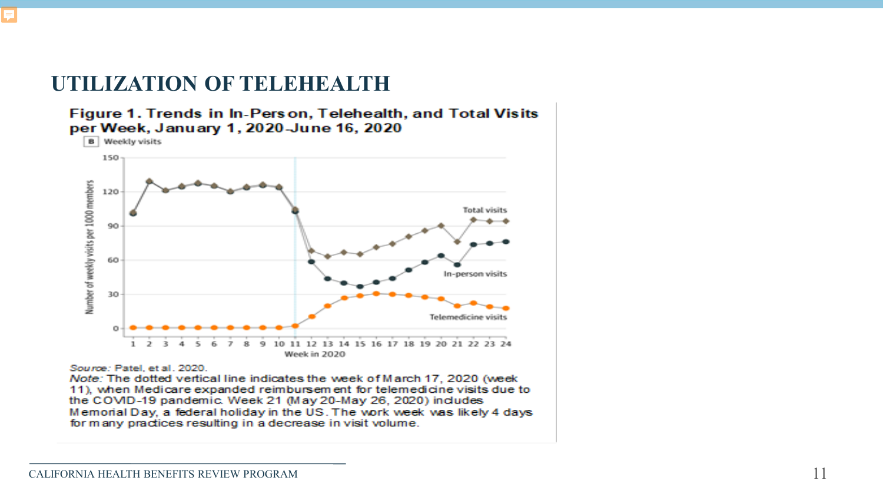# UTILIZATION OF TELEHEALTH

**Figure 1. Trends in In-Person, Telehealth, and Total Visits per Week, January 1, 2020–June 16, 2020**

*Source:* Patel, et al. 2020.

*Note:* The dotted vertical line indicates the week of March 17, 2020 (week 11), when Medicare expanded reimbursement for telemedicine visits due to the COVID-19 pandemic. Week 21 (May 20–May 26, 2020) includes Memorial Day, a federal holiday in the US. The work week was likely 4 days for many practices resulting in a decrease in visit volume.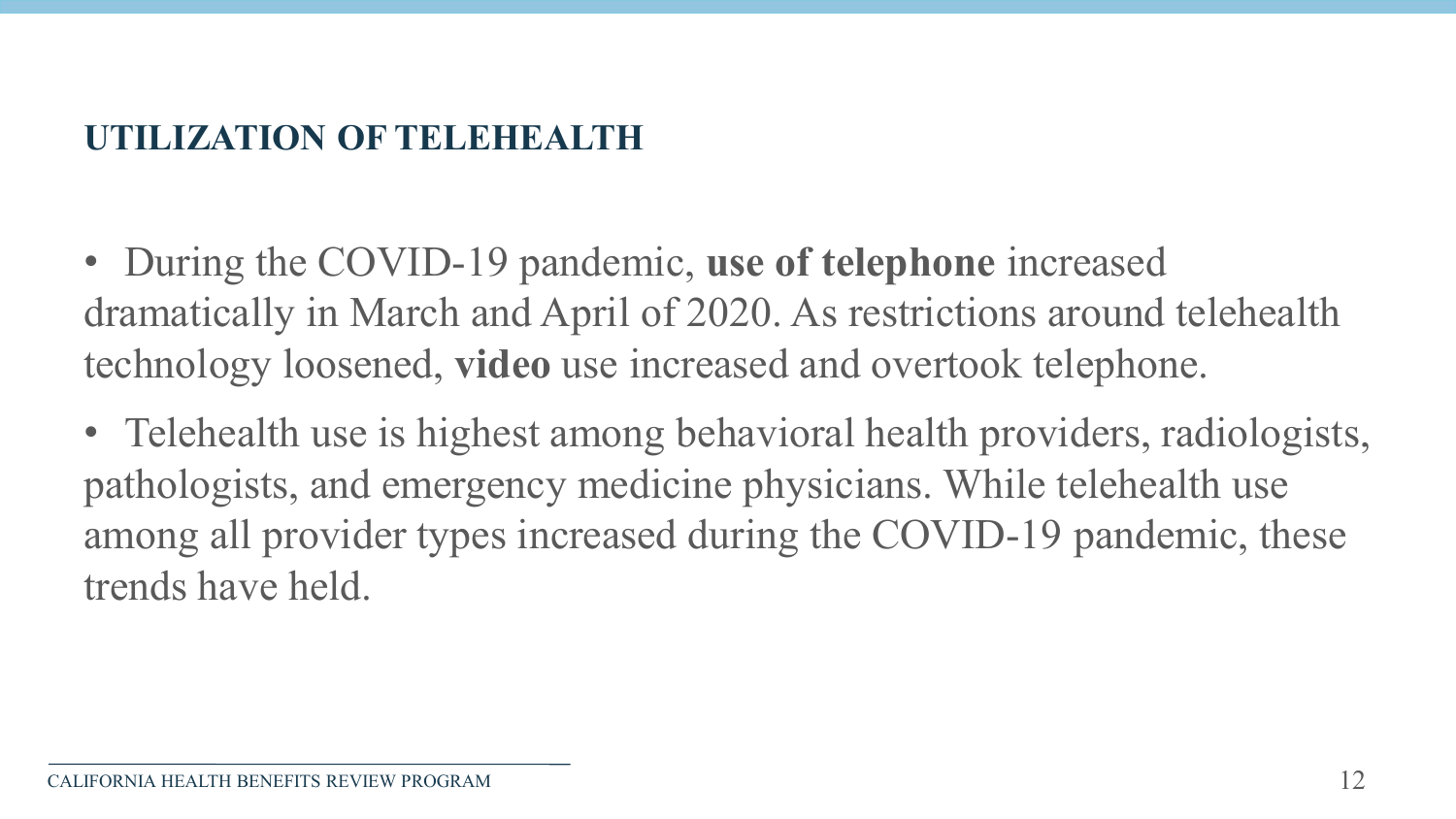## UTILIZATION OF TELEHEALTH

- During the COVID-19 pandemic, **use of telephone** increased dramatically in March and April of 2020. As restrictions around telehealth technology loosened, **video** use increased and overtook telephone.
- Telehealth use is highest among behavioral health providers, radiologists, pathologists, and emergency medicine physicians. While telehealth use among all provider types increased during the COVID-19 pandemic, these trends have held.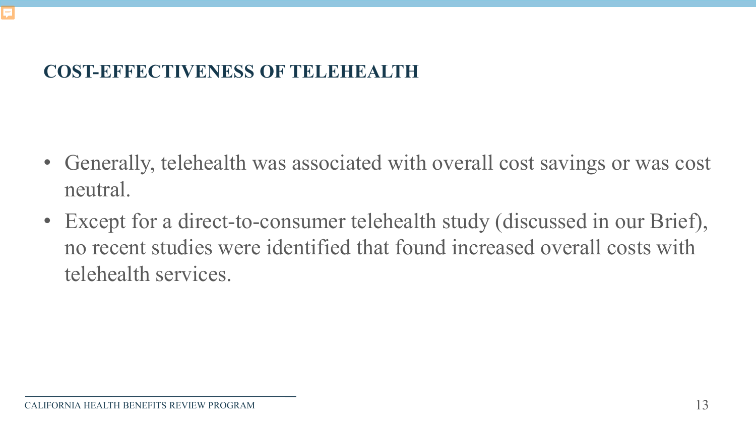## COST-EFFECTIVENESS OF TELEHEALTH

- Generally, telehealth was associated with overall cost savings or was cost neutral.
- Except for a direct-to-consumer telehealth study (discussed in our Brief), no recent studies were identified that found increased overall costs with telehealth services.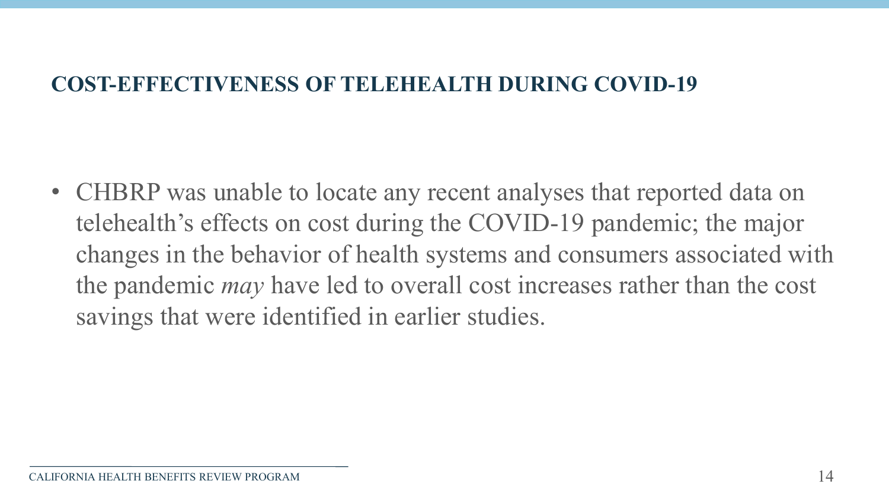## COST-EFFECTIVENESS OF TELEHEALTH DURING COVID-19

- CHBRP was unable to locate any recent analyses that reported data on telehealth's effects on cost during the COVID-19 pandemic; the major changes in the behavior of health systems and consumers associated with the pandemic *may* have led to overall cost increases rather than the cost savings that were identified in earlier studies.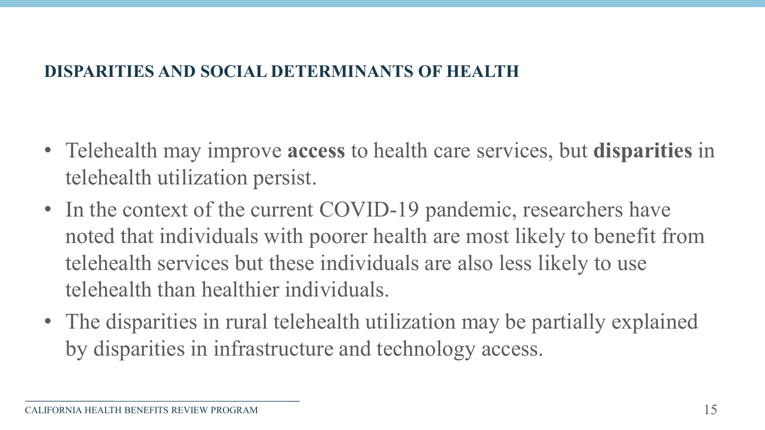## DISPARITIES AND SOCIAL DETERMINANTS OF HEALTH

- Telehealth may improve **access** to health care services, but **disparities** in telehealth utilization persist.
- In the context of the current COVID-19 pandemic, researchers have noted that individuals with poorer health are most likely to benefit from telehealth services but these individuals are also less likely to use telehealth than healthier individuals.
- The disparities in rural telehealth utilization may be partially explained by disparities in infrastructure and technology access.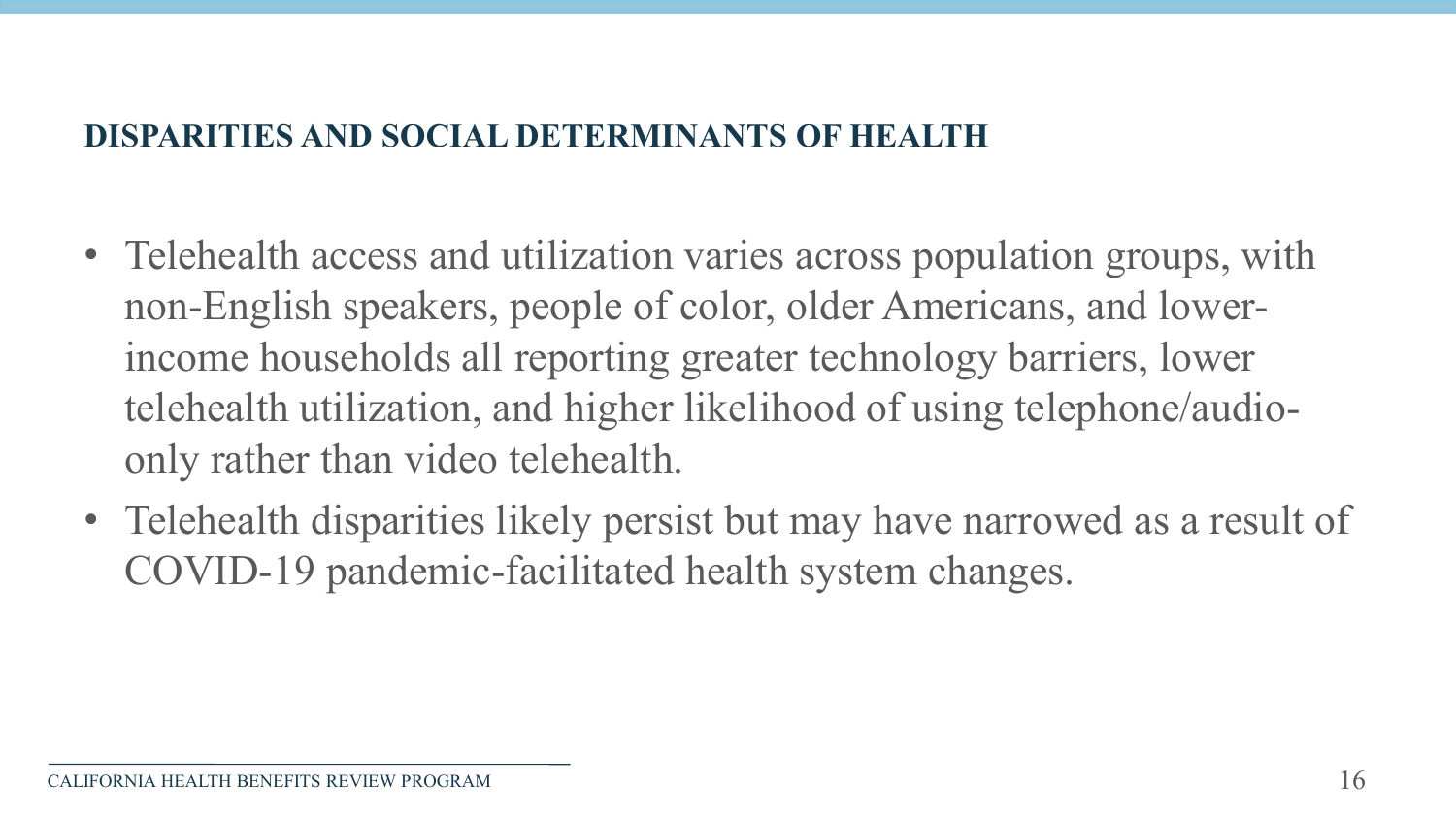## DISPARITIES AND SOCIAL DETERMINANTS OF HEALTH

- Telehealth access and utilization varies across population groups, with non-English speakers, people of color, older Americans, and lower-income households all reporting greater technology barriers, lower telehealth utilization, and higher likelihood of using telephone/audio-only rather than video telehealth.
- Telehealth disparities likely persist but may have narrowed as a result of COVID-19 pandemic-facilitated health system changes.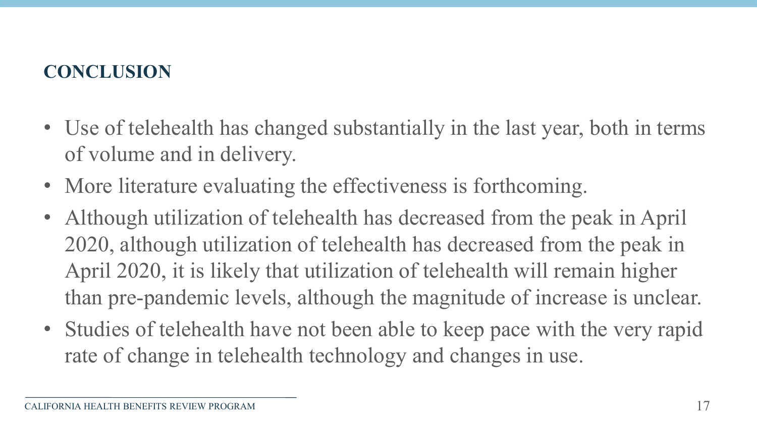## CONCLUSION

- Use of telehealth has changed substantially in the last year, both in terms of volume and in delivery.
- More literature evaluating the effectiveness is forthcoming.
- Although utilization of telehealth has decreased from the peak in April 2020, although utilization of telehealth has decreased from the peak in April 2020, it is likely that utilization of telehealth will remain higher than pre-pandemic levels, although the magnitude of increase is unclear.
- Studies of telehealth have not been able to keep pace with the very rapid rate of change in telehealth technology and changes in use.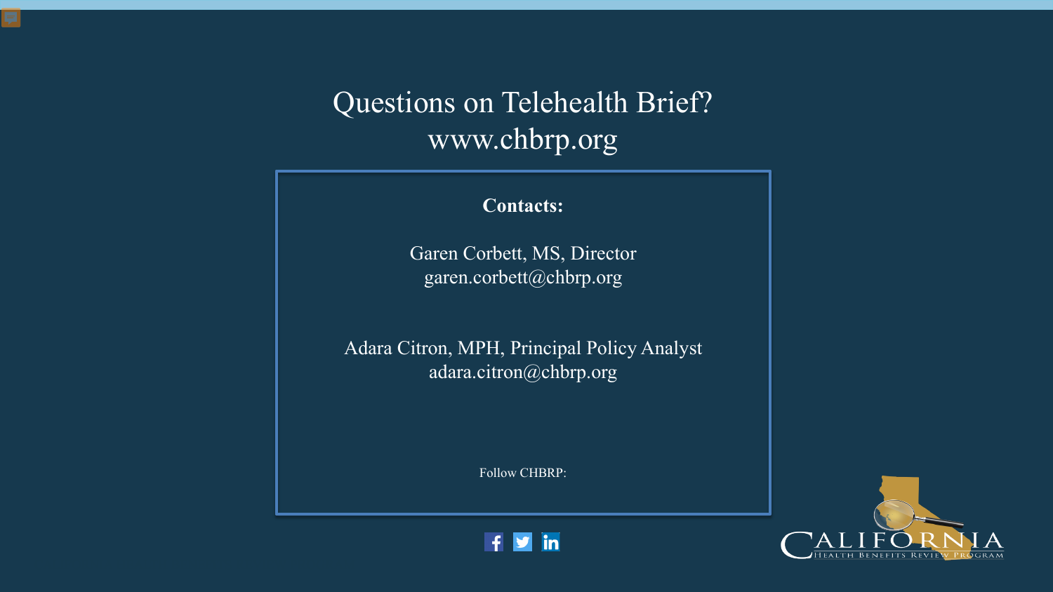# Questions on Telehealth Brief?
# www.chbrp.org

**Contacts:**

Garen Corbett, MS, Director
garen.corbett@chbrp.org

Adara Citron, MPH, Principal Policy Analyst
adara.citron@chbrp.org

Follow CHBRP:

CALIFORNIA HEALTH BENEFITS REVIEW PROGRAM